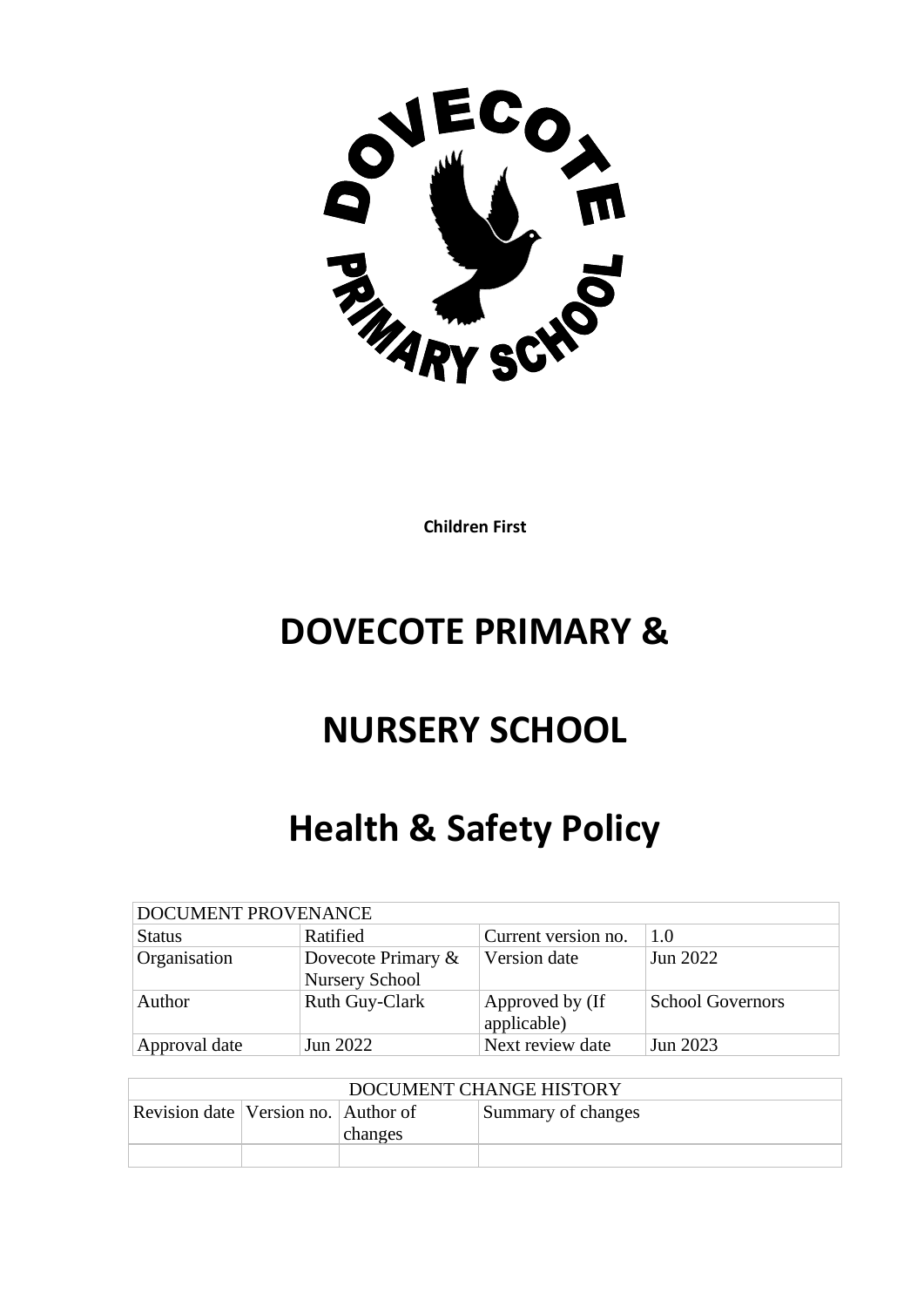**Children First**

# DOVECOTE PRIMARY &

# NURSERY SCHOOL

# Health & Safety Policy

| DOCUMENT PROVENANCE | | | |
|---|---|---|---|
| Status | Ratified | Current version no. | 1.0 |
| Organisation | Dovecote Primary & Nursery School | Version date | Jun 2022 |
| Author | Ruth Guy-Clark | Approved by (If applicable) | School Governors |
| Approval date | Jun 2022 | Next review date | Jun 2023 |

| DOCUMENT CHANGE HISTORY | | | |
|---|---|---|---|
| Revision date | Version no. | Author of changes | Summary of changes |
| | | | |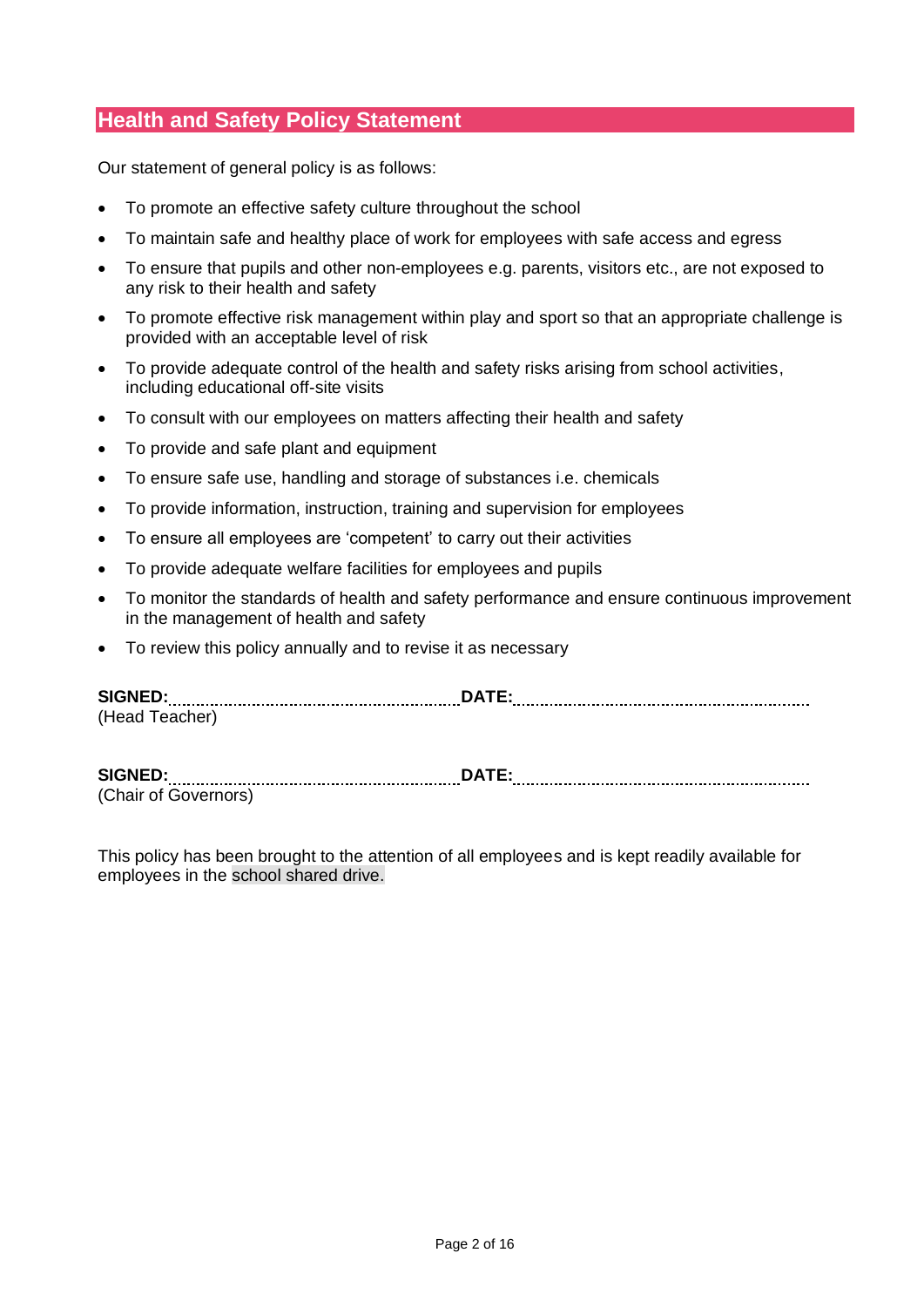## Health and Safety Policy Statement

Our statement of general policy is as follows:

- To promote an effective safety culture throughout the school
- To maintain safe and healthy place of work for employees with safe access and egress
- To ensure that pupils and other non-employees e.g. parents, visitors etc., are not exposed to any risk to their health and safety
- To promote effective risk management within play and sport so that an appropriate challenge is provided with an acceptable level of risk
- To provide adequate control of the health and safety risks arising from school activities, including educational off-site visits
- To consult with our employees on matters affecting their health and safety
- To provide and safe plant and equipment
- To ensure safe use, handling and storage of substances i.e. chemicals
- To provide information, instruction, training and supervision for employees
- To ensure all employees are 'competent' to carry out their activities
- To provide adequate welfare facilities for employees and pupils
- To monitor the standards of health and safety performance and ensure continuous improvement in the management of health and safety
- To review this policy annually and to revise it as necessary

**SIGNED:**.................................................................**DATE:**.................................................................
(Head Teacher)

**SIGNED:**.................................................................**DATE:**.................................................................
(Chair of Governors)

This policy has been brought to the attention of all employees and is kept readily available for employees in the school shared drive.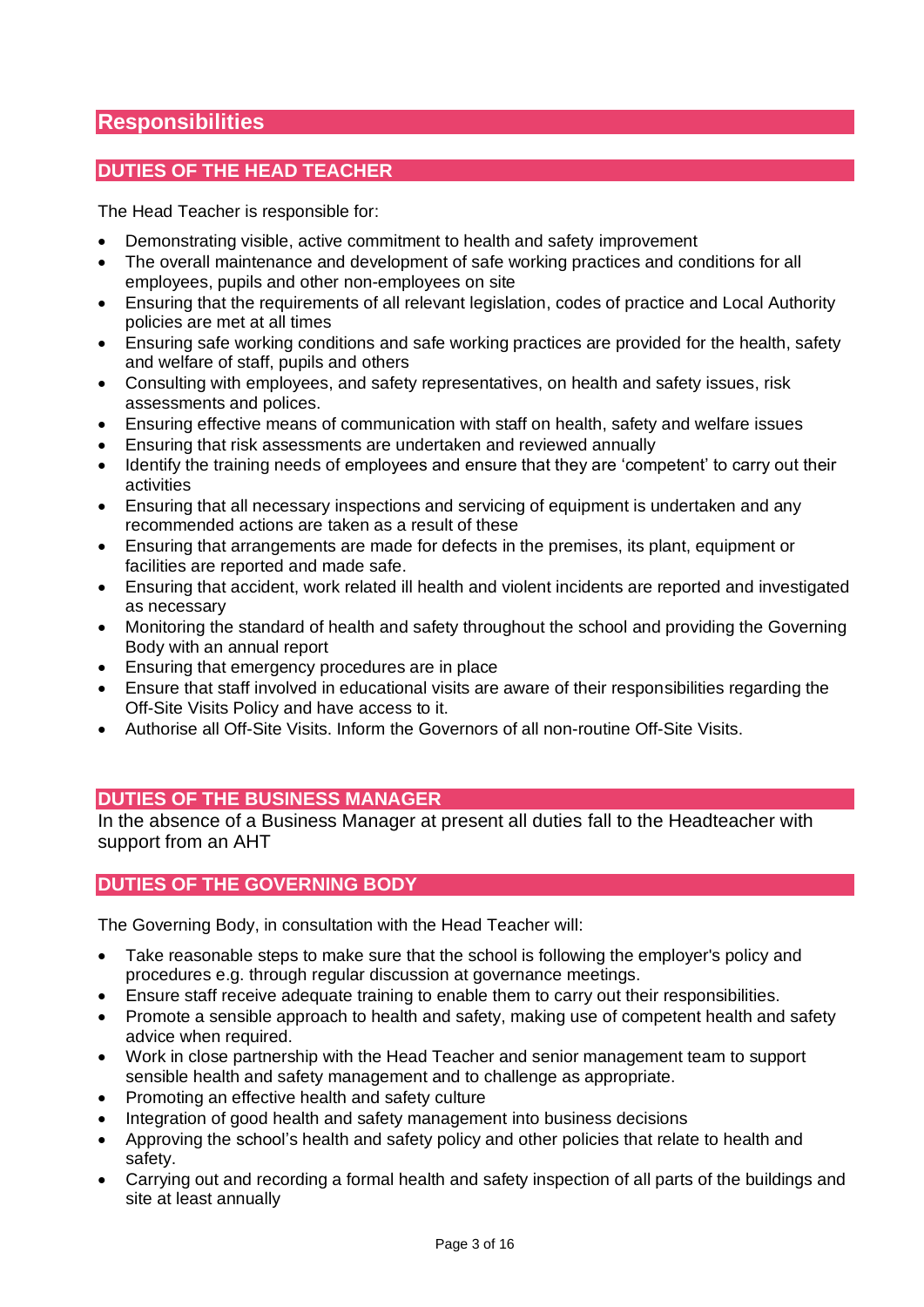# Responsibilities

## DUTIES OF THE HEAD TEACHER

The Head Teacher is responsible for:

- Demonstrating visible, active commitment to health and safety improvement
- The overall maintenance and development of safe working practices and conditions for all employees, pupils and other non-employees on site
- Ensuring that the requirements of all relevant legislation, codes of practice and Local Authority policies are met at all times
- Ensuring safe working conditions and safe working practices are provided for the health, safety and welfare of staff, pupils and others
- Consulting with employees, and safety representatives, on health and safety issues, risk assessments and polices.
- Ensuring effective means of communication with staff on health, safety and welfare issues
- Ensuring that risk assessments are undertaken and reviewed annually
- Identify the training needs of employees and ensure that they are 'competent' to carry out their activities
- Ensuring that all necessary inspections and servicing of equipment is undertaken and any recommended actions are taken as a result of these
- Ensuring that arrangements are made for defects in the premises, its plant, equipment or facilities are reported and made safe.
- Ensuring that accident, work related ill health and violent incidents are reported and investigated as necessary
- Monitoring the standard of health and safety throughout the school and providing the Governing Body with an annual report
- Ensuring that emergency procedures are in place
- Ensure that staff involved in educational visits are aware of their responsibilities regarding the Off-Site Visits Policy and have access to it.
- Authorise all Off-Site Visits. Inform the Governors of all non-routine Off-Site Visits.

## DUTIES OF THE BUSINESS MANAGER

In the absence of a Business Manager at present all duties fall to the Headteacher with support from an AHT

## DUTIES OF THE GOVERNING BODY

The Governing Body, in consultation with the Head Teacher will:

- Take reasonable steps to make sure that the school is following the employer's policy and procedures e.g. through regular discussion at governance meetings.
- Ensure staff receive adequate training to enable them to carry out their responsibilities.
- Promote a sensible approach to health and safety, making use of competent health and safety advice when required.
- Work in close partnership with the Head Teacher and senior management team to support sensible health and safety management and to challenge as appropriate.
- Promoting an effective health and safety culture
- Integration of good health and safety management into business decisions
- Approving the school's health and safety policy and other policies that relate to health and safety.
- Carrying out and recording a formal health and safety inspection of all parts of the buildings and site at least annually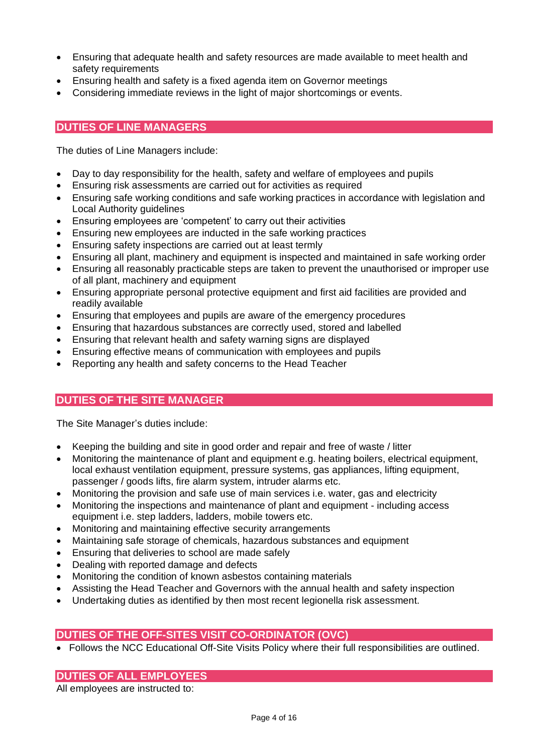- Ensuring that adequate health and safety resources are made available to meet health and safety requirements
- Ensuring health and safety is a fixed agenda item on Governor meetings
- Considering immediate reviews in the light of major shortcomings or events.

## DUTIES OF LINE MANAGERS

The duties of Line Managers include:

- Day to day responsibility for the health, safety and welfare of employees and pupils
- Ensuring risk assessments are carried out for activities as required
- Ensuring safe working conditions and safe working practices in accordance with legislation and Local Authority guidelines
- Ensuring employees are 'competent' to carry out their activities
- Ensuring new employees are inducted in the safe working practices
- Ensuring safety inspections are carried out at least termly
- Ensuring all plant, machinery and equipment is inspected and maintained in safe working order
- Ensuring all reasonably practicable steps are taken to prevent the unauthorised or improper use of all plant, machinery and equipment
- Ensuring appropriate personal protective equipment and first aid facilities are provided and readily available
- Ensuring that employees and pupils are aware of the emergency procedures
- Ensuring that hazardous substances are correctly used, stored and labelled
- Ensuring that relevant health and safety warning signs are displayed
- Ensuring effective means of communication with employees and pupils
- Reporting any health and safety concerns to the Head Teacher

## DUTIES OF THE SITE MANAGER

The Site Manager's duties include:

- Keeping the building and site in good order and repair and free of waste / litter
- Monitoring the maintenance of plant and equipment e.g. heating boilers, electrical equipment, local exhaust ventilation equipment, pressure systems, gas appliances, lifting equipment, passenger / goods lifts, fire alarm system, intruder alarms etc.
- Monitoring the provision and safe use of main services i.e. water, gas and electricity
- Monitoring the inspections and maintenance of plant and equipment - including access equipment i.e. step ladders, ladders, mobile towers etc.
- Monitoring and maintaining effective security arrangements
- Maintaining safe storage of chemicals, hazardous substances and equipment
- Ensuring that deliveries to school are made safely
- Dealing with reported damage and defects
- Monitoring the condition of known asbestos containing materials
- Assisting the Head Teacher and Governors with the annual health and safety inspection
- Undertaking duties as identified by then most recent legionella risk assessment.

## DUTIES OF THE OFF-SITES VISIT CO-ORDINATOR (OVC)

- Follows the NCC Educational Off-Site Visits Policy where their full responsibilities are outlined.

## DUTIES OF ALL EMPLOYEES

All employees are instructed to: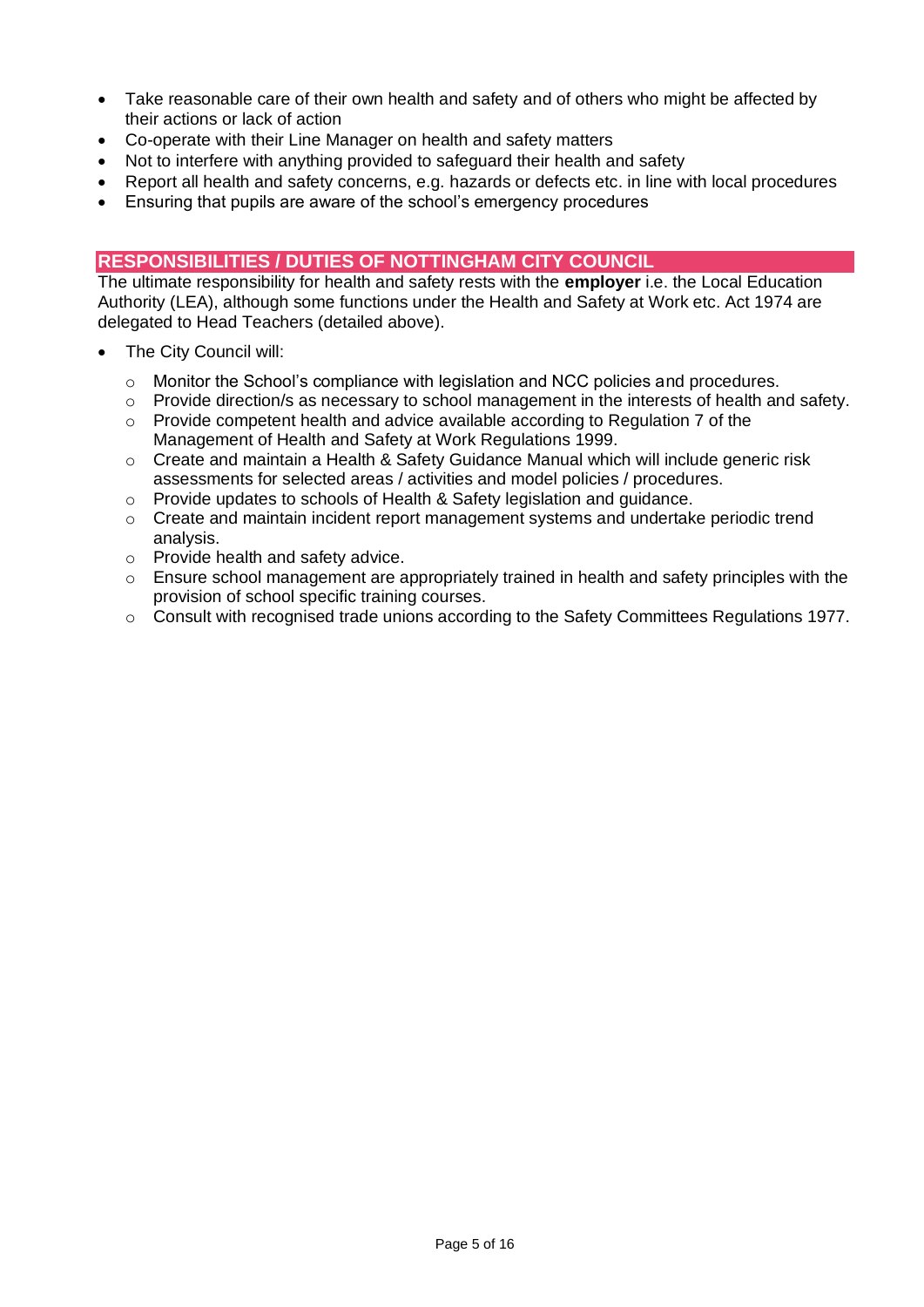- Take reasonable care of their own health and safety and of others who might be affected by their actions or lack of action
- Co-operate with their Line Manager on health and safety matters
- Not to interfere with anything provided to safeguard their health and safety
- Report all health and safety concerns, e.g. hazards or defects etc. in line with local procedures
- Ensuring that pupils are aware of the school's emergency procedures

## RESPONSIBILITIES / DUTIES OF NOTTINGHAM CITY COUNCIL

The ultimate responsibility for health and safety rests with the **employer** i.e. the Local Education Authority (LEA), although some functions under the Health and Safety at Work etc. Act 1974 are delegated to Head Teachers (detailed above).

- The City Council will:
  - Monitor the School's compliance with legislation and NCC policies and procedures.
  - Provide direction/s as necessary to school management in the interests of health and safety.
  - Provide competent health and advice available according to Regulation 7 of the Management of Health and Safety at Work Regulations 1999.
  - Create and maintain a Health & Safety Guidance Manual which will include generic risk assessments for selected areas / activities and model policies / procedures.
  - Provide updates to schools of Health & Safety legislation and guidance.
  - Create and maintain incident report management systems and undertake periodic trend analysis.
  - Provide health and safety advice.
  - Ensure school management are appropriately trained in health and safety principles with the provision of school specific training courses.
  - Consult with recognised trade unions according to the Safety Committees Regulations 1977.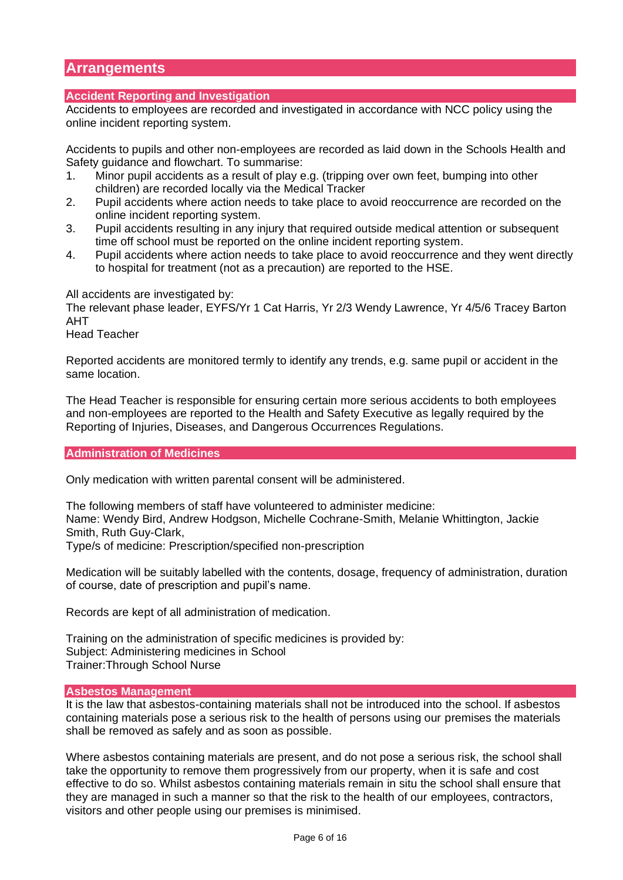## Arrangements

### Accident Reporting and Investigation

Accidents to employees are recorded and investigated in accordance with NCC policy using the online incident reporting system.

Accidents to pupils and other non-employees are recorded as laid down in the Schools Health and Safety guidance and flowchart. To summarise:

1. Minor pupil accidents as a result of play e.g. (tripping over own feet, bumping into other children) are recorded locally via the Medical Tracker
2. Pupil accidents where action needs to take place to avoid reoccurrence are recorded on the online incident reporting system.
3. Pupil accidents resulting in any injury that required outside medical attention or subsequent time off school must be reported on the online incident reporting system.
4. Pupil accidents where action needs to take place to avoid reoccurrence and they went directly to hospital for treatment (not as a precaution) are reported to the HSE.

All accidents are investigated by:
The relevant phase leader, EYFS/Yr 1 Cat Harris, Yr 2/3 Wendy Lawrence, Yr 4/5/6 Tracey Barton AHT
Head Teacher

Reported accidents are monitored termly to identify any trends, e.g. same pupil or accident in the same location.

The Head Teacher is responsible for ensuring certain more serious accidents to both employees and non-employees are reported to the Health and Safety Executive as legally required by the Reporting of Injuries, Diseases, and Dangerous Occurrences Regulations.

### Administration of Medicines

Only medication with written parental consent will be administered.

The following members of staff have volunteered to administer medicine:
Name: Wendy Bird, Andrew Hodgson, Michelle Cochrane-Smith, Melanie Whittington, Jackie Smith, Ruth Guy-Clark,
Type/s of medicine: Prescription/specified non-prescription

Medication will be suitably labelled with the contents, dosage, frequency of administration, duration of course, date of prescription and pupil's name.

Records are kept of all administration of medication.

Training on the administration of specific medicines is provided by:
Subject: Administering medicines in School
Trainer:Through School Nurse

### Asbestos Management

It is the law that asbestos-containing materials shall not be introduced into the school. If asbestos containing materials pose a serious risk to the health of persons using our premises the materials shall be removed as safely and as soon as possible.

Where asbestos containing materials are present, and do not pose a serious risk, the school shall take the opportunity to remove them progressively from our property, when it is safe and cost effective to do so. Whilst asbestos containing materials remain in situ the school shall ensure that they are managed in such a manner so that the risk to the health of our employees, contractors, visitors and other people using our premises is minimised.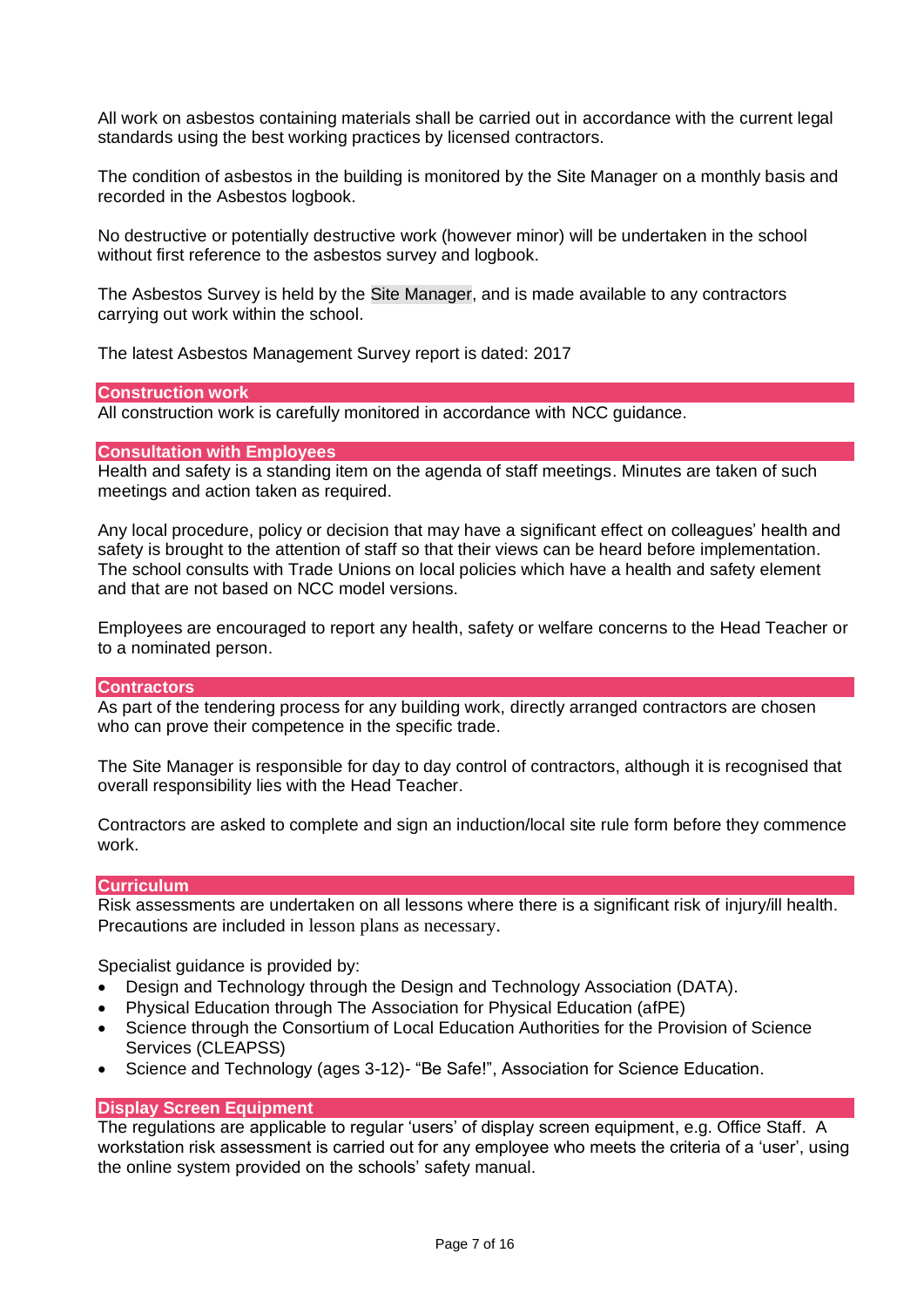All work on asbestos containing materials shall be carried out in accordance with the current legal standards using the best working practices by licensed contractors.

The condition of asbestos in the building is monitored by the Site Manager on a monthly basis and recorded in the Asbestos logbook.

No destructive or potentially destructive work (however minor) will be undertaken in the school without first reference to the asbestos survey and logbook.

The Asbestos Survey is held by the Site Manager, and is made available to any contractors carrying out work within the school.

The latest Asbestos Management Survey report is dated: 2017

## Construction work

All construction work is carefully monitored in accordance with NCC guidance.

## Consultation with Employees

Health and safety is a standing item on the agenda of staff meetings. Minutes are taken of such meetings and action taken as required.

Any local procedure, policy or decision that may have a significant effect on colleagues' health and safety is brought to the attention of staff so that their views can be heard before implementation. The school consults with Trade Unions on local policies which have a health and safety element and that are not based on NCC model versions.

Employees are encouraged to report any health, safety or welfare concerns to the Head Teacher or to a nominated person.

## Contractors

As part of the tendering process for any building work, directly arranged contractors are chosen who can prove their competence in the specific trade.

The Site Manager is responsible for day to day control of contractors, although it is recognised that overall responsibility lies with the Head Teacher.

Contractors are asked to complete and sign an induction/local site rule form before they commence work.

## Curriculum

Risk assessments are undertaken on all lessons where there is a significant risk of injury/ill health. Precautions are included in lesson plans as necessary.

Specialist guidance is provided by:

- Design and Technology through the Design and Technology Association (DATA).
- Physical Education through The Association for Physical Education (afPE)
- Science through the Consortium of Local Education Authorities for the Provision of Science Services (CLEAPSS)
- Science and Technology (ages 3-12)- "Be Safe!", Association for Science Education.

## Display Screen Equipment

The regulations are applicable to regular 'users' of display screen equipment, e.g. Office Staff. A workstation risk assessment is carried out for any employee who meets the criteria of a 'user', using the online system provided on the schools' safety manual.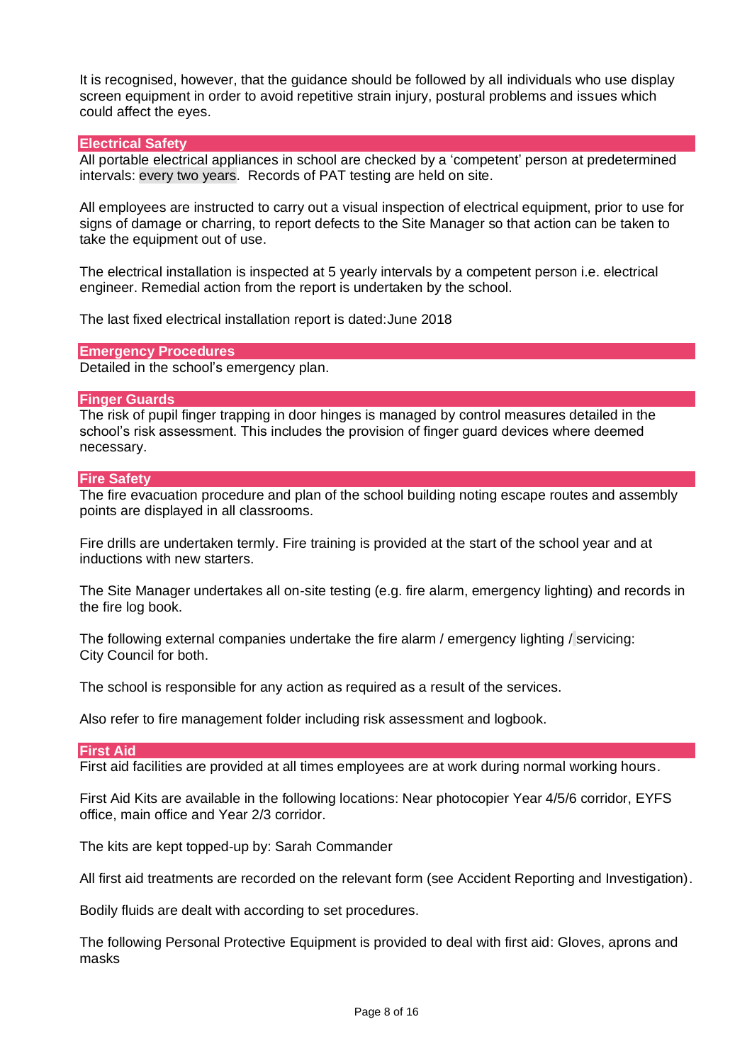It is recognised, however, that the guidance should be followed by all individuals who use display screen equipment in order to avoid repetitive strain injury, postural problems and issues which could affect the eyes.

## Electrical Safety

All portable electrical appliances in school are checked by a 'competent' person at predetermined intervals: every two years. Records of PAT testing are held on site.

All employees are instructed to carry out a visual inspection of electrical equipment, prior to use for signs of damage or charring, to report defects to the Site Manager so that action can be taken to take the equipment out of use.

The electrical installation is inspected at 5 yearly intervals by a competent person i.e. electrical engineer. Remedial action from the report is undertaken by the school.

The last fixed electrical installation report is dated:June 2018

## Emergency Procedures

Detailed in the school's emergency plan.

## Finger Guards

The risk of pupil finger trapping in door hinges is managed by control measures detailed in the school's risk assessment. This includes the provision of finger guard devices where deemed necessary.

## Fire Safety

The fire evacuation procedure and plan of the school building noting escape routes and assembly points are displayed in all classrooms.

Fire drills are undertaken termly. Fire training is provided at the start of the school year and at inductions with new starters.

The Site Manager undertakes all on-site testing (e.g. fire alarm, emergency lighting) and records in the fire log book.

The following external companies undertake the fire alarm / emergency lighting / servicing:
City Council for both.

The school is responsible for any action as required as a result of the services.

Also refer to fire management folder including risk assessment and logbook.

## First Aid

First aid facilities are provided at all times employees are at work during normal working hours.

First Aid Kits are available in the following locations: Near photocopier Year 4/5/6 corridor, EYFS office, main office and Year 2/3 corridor.

The kits are kept topped-up by: Sarah Commander

All first aid treatments are recorded on the relevant form (see Accident Reporting and Investigation).

Bodily fluids are dealt with according to set procedures.

The following Personal Protective Equipment is provided to deal with first aid: Gloves, aprons and masks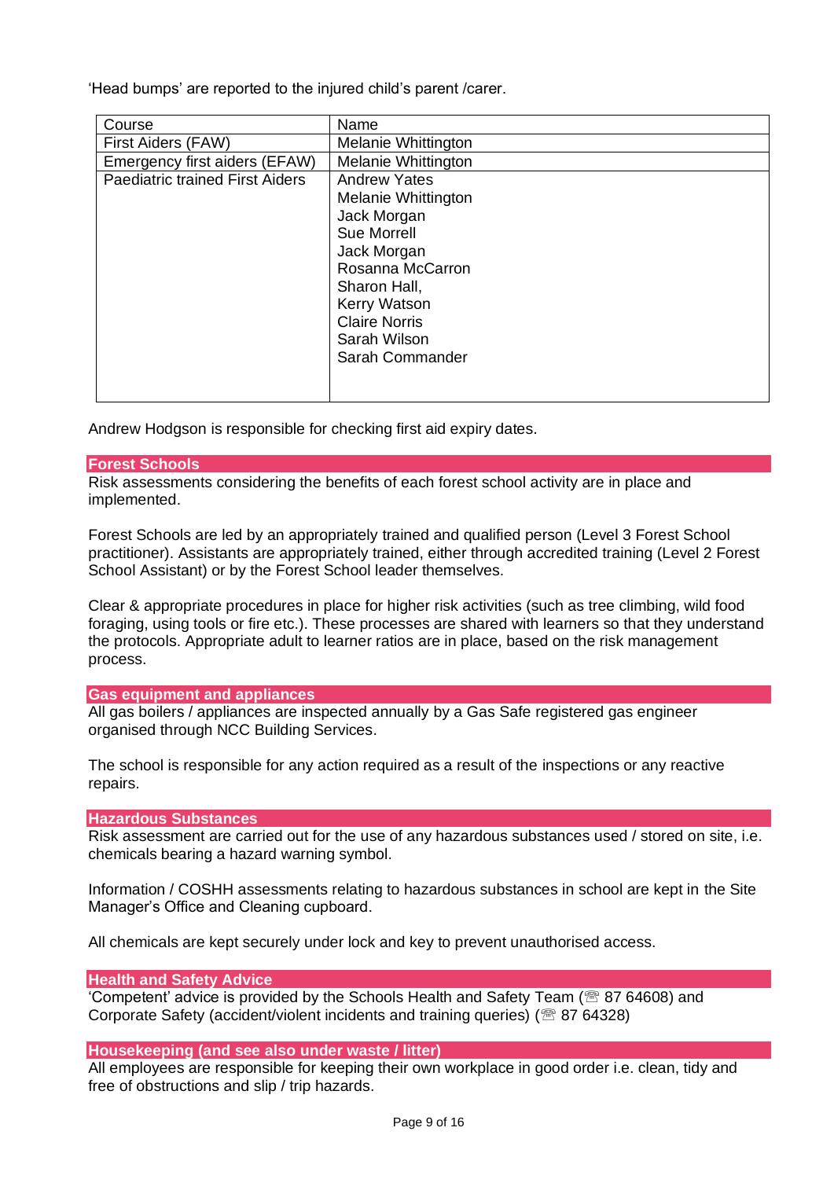'Head bumps' are reported to the injured child's parent /carer.

| Course | Name |
|---|---|
| First Aiders (FAW) | Melanie Whittington |
| Emergency first aiders (EFAW) | Melanie Whittington |
| Paediatric trained First Aiders | Andrew Yates<br>Melanie Whittington<br>Jack Morgan<br>Sue Morrell<br>Jack Morgan<br>Rosanna McCarron<br>Sharon Hall,<br>Kerry Watson<br>Claire Norris<br>Sarah Wilson<br>Sarah Commander |

Andrew Hodgson is responsible for checking first aid expiry dates.

## Forest Schools

Risk assessments considering the benefits of each forest school activity are in place and implemented.

Forest Schools are led by an appropriately trained and qualified person (Level 3 Forest School practitioner). Assistants are appropriately trained, either through accredited training (Level 2 Forest School Assistant) or by the Forest School leader themselves.

Clear & appropriate procedures in place for higher risk activities (such as tree climbing, wild food foraging, using tools or fire etc.). These processes are shared with learners so that they understand the protocols. Appropriate adult to learner ratios are in place, based on the risk management process.

## Gas equipment and appliances

All gas boilers / appliances are inspected annually by a Gas Safe registered gas engineer organised through NCC Building Services.

The school is responsible for any action required as a result of the inspections or any reactive repairs.

## Hazardous Substances

Risk assessment are carried out for the use of any hazardous substances used / stored on site, i.e. chemicals bearing a hazard warning symbol.

Information / COSHH assessments relating to hazardous substances in school are kept in the Site Manager's Office and Cleaning cupboard.

All chemicals are kept securely under lock and key to prevent unauthorised access.

## Health and Safety Advice

'Competent' advice is provided by the Schools Health and Safety Team (☏ 87 64608) and Corporate Safety (accident/violent incidents and training queries) (☏ 87 64328)

## Housekeeping (and see also under waste / litter)

All employees are responsible for keeping their own workplace in good order i.e. clean, tidy and free of obstructions and slip / trip hazards.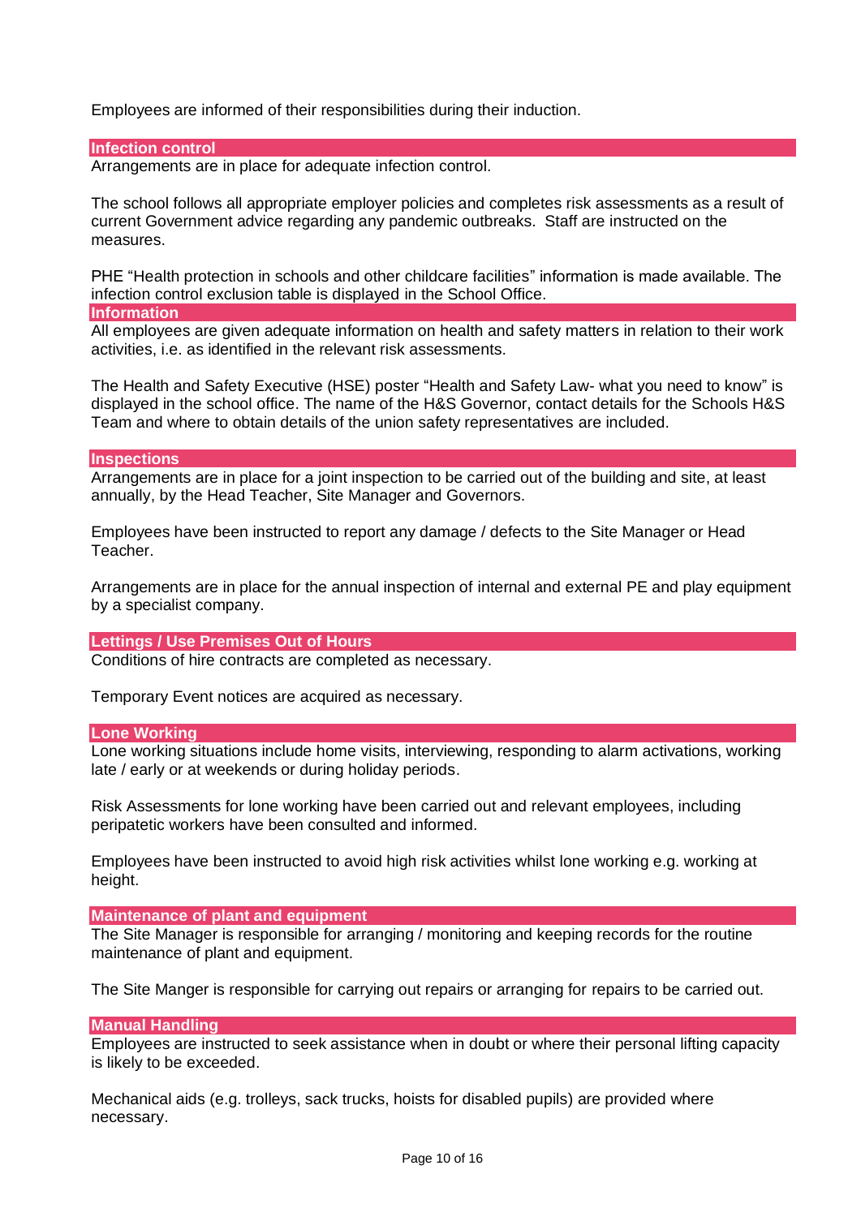Employees are informed of their responsibilities during their induction.

## Infection control

Arrangements are in place for adequate infection control.

The school follows all appropriate employer policies and completes risk assessments as a result of current Government advice regarding any pandemic outbreaks. Staff are instructed on the measures.

PHE "Health protection in schools and other childcare facilities" information is made available. The infection control exclusion table is displayed in the School Office.

## Information

All employees are given adequate information on health and safety matters in relation to their work activities, i.e. as identified in the relevant risk assessments.

The Health and Safety Executive (HSE) poster "Health and Safety Law- what you need to know" is displayed in the school office. The name of the H&S Governor, contact details for the Schools H&S Team and where to obtain details of the union safety representatives are included.

## Inspections

Arrangements are in place for a joint inspection to be carried out of the building and site, at least annually, by the Head Teacher, Site Manager and Governors.

Employees have been instructed to report any damage / defects to the Site Manager or Head Teacher.

Arrangements are in place for the annual inspection of internal and external PE and play equipment by a specialist company.

## Lettings / Use Premises Out of Hours

Conditions of hire contracts are completed as necessary.

Temporary Event notices are acquired as necessary.

## Lone Working

Lone working situations include home visits, interviewing, responding to alarm activations, working late / early or at weekends or during holiday periods.

Risk Assessments for lone working have been carried out and relevant employees, including peripatetic workers have been consulted and informed.

Employees have been instructed to avoid high risk activities whilst lone working e.g. working at height.

## Maintenance of plant and equipment

The Site Manager is responsible for arranging / monitoring and keeping records for the routine maintenance of plant and equipment.

The Site Manger is responsible for carrying out repairs or arranging for repairs to be carried out.

## Manual Handling

Employees are instructed to seek assistance when in doubt or where their personal lifting capacity is likely to be exceeded.

Mechanical aids (e.g. trolleys, sack trucks, hoists for disabled pupils) are provided where necessary.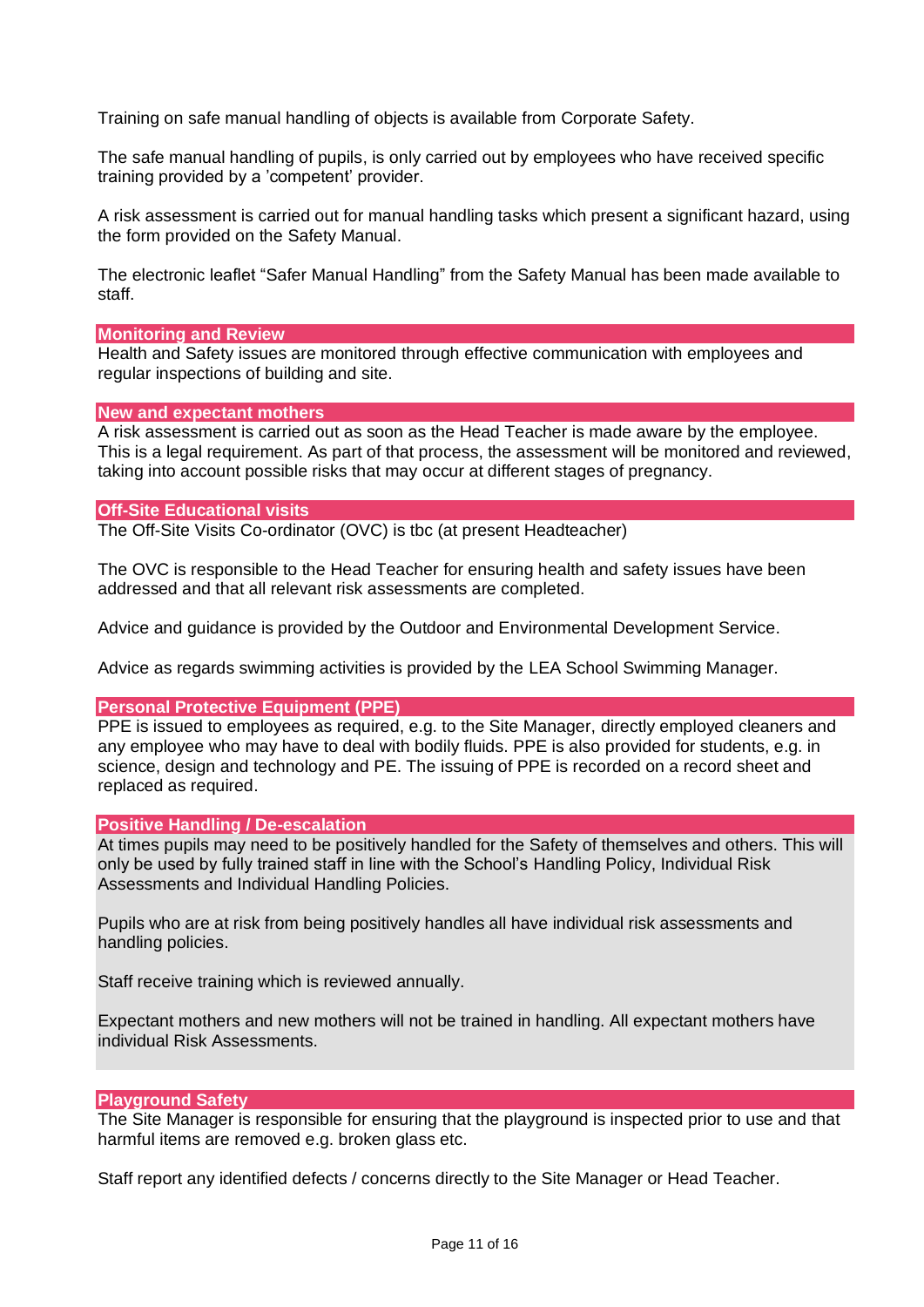Training on safe manual handling of objects is available from Corporate Safety.

The safe manual handling of pupils, is only carried out by employees who have received specific training provided by a 'competent' provider.

A risk assessment is carried out for manual handling tasks which present a significant hazard, using the form provided on the Safety Manual.

The electronic leaflet "Safer Manual Handling" from the Safety Manual has been made available to staff.

## Monitoring and Review

Health and Safety issues are monitored through effective communication with employees and regular inspections of building and site.

## New and expectant mothers

A risk assessment is carried out as soon as the Head Teacher is made aware by the employee. This is a legal requirement. As part of that process, the assessment will be monitored and reviewed, taking into account possible risks that may occur at different stages of pregnancy.

## Off-Site Educational visits

The Off-Site Visits Co-ordinator (OVC) is tbc (at present Headteacher)

The OVC is responsible to the Head Teacher for ensuring health and safety issues have been addressed and that all relevant risk assessments are completed.

Advice and guidance is provided by the Outdoor and Environmental Development Service.

Advice as regards swimming activities is provided by the LEA School Swimming Manager.

## Personal Protective Equipment (PPE)

PPE is issued to employees as required, e.g. to the Site Manager, directly employed cleaners and any employee who may have to deal with bodily fluids. PPE is also provided for students, e.g. in science, design and technology and PE. The issuing of PPE is recorded on a record sheet and replaced as required.

## Positive Handling / De-escalation

At times pupils may need to be positively handled for the Safety of themselves and others. This will only be used by fully trained staff in line with the School's Handling Policy, Individual Risk Assessments and Individual Handling Policies.

Pupils who are at risk from being positively handles all have individual risk assessments and handling policies.

Staff receive training which is reviewed annually.

Expectant mothers and new mothers will not be trained in handling. All expectant mothers have individual Risk Assessments.

## Playground Safety

The Site Manager is responsible for ensuring that the playground is inspected prior to use and that harmful items are removed e.g. broken glass etc.

Staff report any identified defects / concerns directly to the Site Manager or Head Teacher.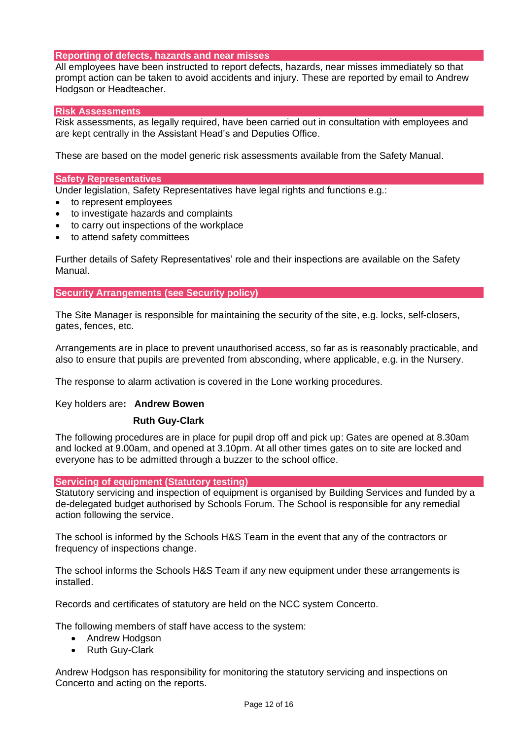## Reporting of defects, hazards and near misses

All employees have been instructed to report defects, hazards, near misses immediately so that prompt action can be taken to avoid accidents and injury. These are reported by email to Andrew Hodgson or Headteacher.

## Risk Assessments

Risk assessments, as legally required, have been carried out in consultation with employees and are kept centrally in the Assistant Head's and Deputies Office.

These are based on the model generic risk assessments available from the Safety Manual.

## Safety Representatives

Under legislation, Safety Representatives have legal rights and functions e.g.:

- to represent employees
- to investigate hazards and complaints
- to carry out inspections of the workplace
- to attend safety committees

Further details of Safety Representatives' role and their inspections are available on the Safety Manual.

## Security Arrangements (see Security policy)

The Site Manager is responsible for maintaining the security of the site, e.g. locks, self-closers, gates, fences, etc.

Arrangements are in place to prevent unauthorised access, so far as is reasonably practicable, and also to ensure that pupils are prevented from absconding, where applicable, e.g. in the Nursery.

The response to alarm activation is covered in the Lone working procedures.

Key holders are**: Andrew Bowen**

**Ruth Guy-Clark**

The following procedures are in place for pupil drop off and pick up: Gates are opened at 8.30am and locked at 9.00am, and opened at 3.10pm. At all other times gates on to site are locked and everyone has to be admitted through a buzzer to the school office.

## Servicing of equipment (Statutory testing)

Statutory servicing and inspection of equipment is organised by Building Services and funded by a de-delegated budget authorised by Schools Forum. The School is responsible for any remedial action following the service.

The school is informed by the Schools H&S Team in the event that any of the contractors or frequency of inspections change.

The school informs the Schools H&S Team if any new equipment under these arrangements is installed.

Records and certificates of statutory are held on the NCC system Concerto.

The following members of staff have access to the system:

- Andrew Hodgson
- Ruth Guy-Clark

Andrew Hodgson has responsibility for monitoring the statutory servicing and inspections on Concerto and acting on the reports.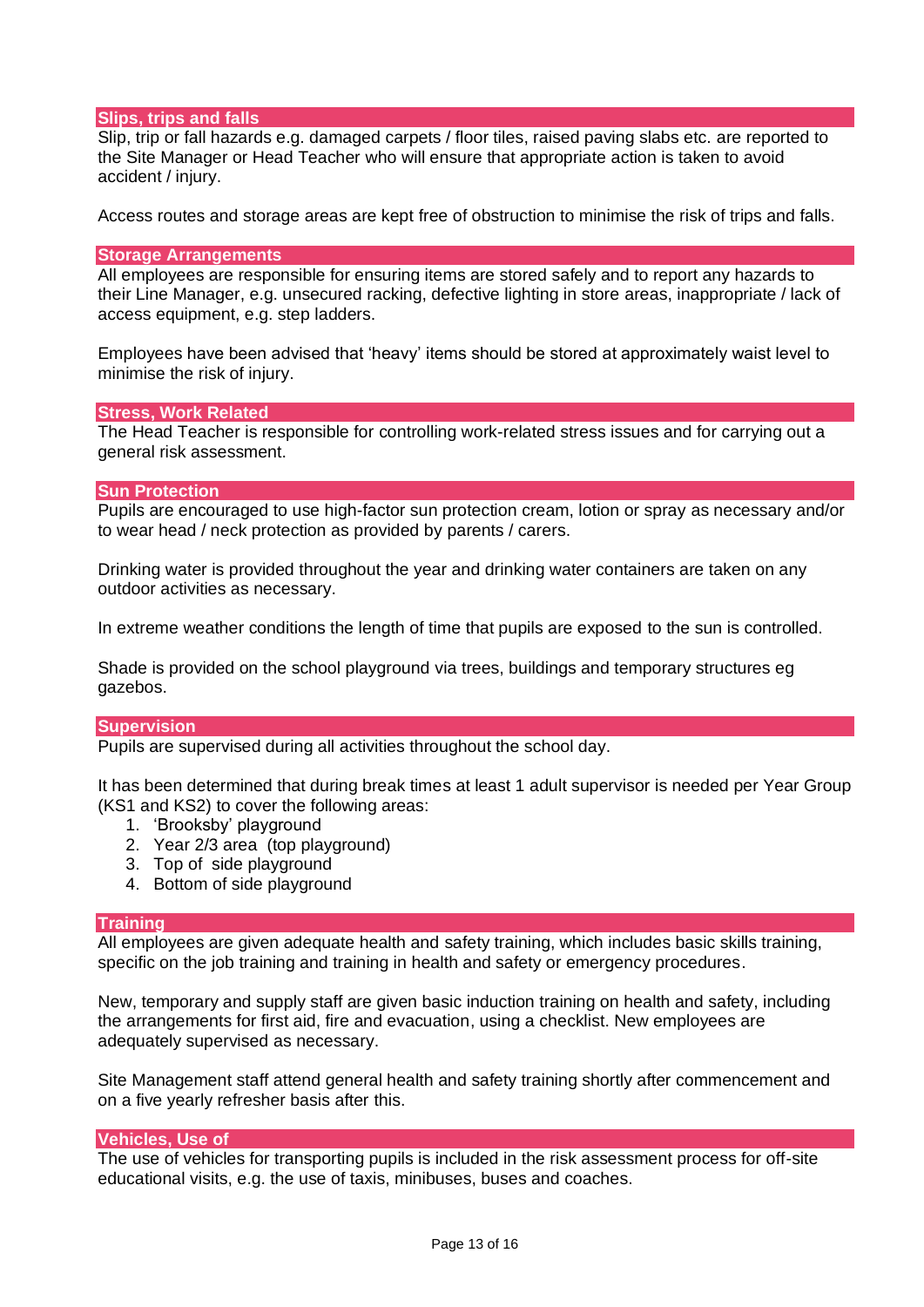## Slips, trips and falls

Slip, trip or fall hazards e.g. damaged carpets / floor tiles, raised paving slabs etc. are reported to the Site Manager or Head Teacher who will ensure that appropriate action is taken to avoid accident / injury.

Access routes and storage areas are kept free of obstruction to minimise the risk of trips and falls.

## Storage Arrangements

All employees are responsible for ensuring items are stored safely and to report any hazards to their Line Manager, e.g. unsecured racking, defective lighting in store areas, inappropriate / lack of access equipment, e.g. step ladders.

Employees have been advised that 'heavy' items should be stored at approximately waist level to minimise the risk of injury.

## Stress, Work Related

The Head Teacher is responsible for controlling work-related stress issues and for carrying out a general risk assessment.

## Sun Protection

Pupils are encouraged to use high-factor sun protection cream, lotion or spray as necessary and/or to wear head / neck protection as provided by parents / carers.

Drinking water is provided throughout the year and drinking water containers are taken on any outdoor activities as necessary.

In extreme weather conditions the length of time that pupils are exposed to the sun is controlled.

Shade is provided on the school playground via trees, buildings and temporary structures eg gazebos.

## Supervision

Pupils are supervised during all activities throughout the school day.

It has been determined that during break times at least 1 adult supervisor is needed per Year Group (KS1 and KS2) to cover the following areas:

1. 'Brooksby' playground
2. Year 2/3 area (top playground)
3. Top of side playground
4. Bottom of side playground

## Training

All employees are given adequate health and safety training, which includes basic skills training, specific on the job training and training in health and safety or emergency procedures.

New, temporary and supply staff are given basic induction training on health and safety, including the arrangements for first aid, fire and evacuation, using a checklist. New employees are adequately supervised as necessary.

Site Management staff attend general health and safety training shortly after commencement and on a five yearly refresher basis after this.

## Vehicles, Use of

The use of vehicles for transporting pupils is included in the risk assessment process for off-site educational visits, e.g. the use of taxis, minibuses, buses and coaches.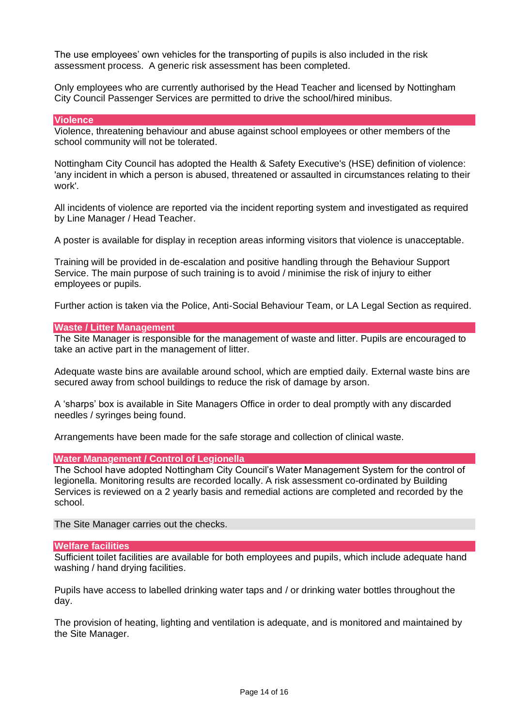The use employees' own vehicles for the transporting of pupils is also included in the risk assessment process. A generic risk assessment has been completed.

Only employees who are currently authorised by the Head Teacher and licensed by Nottingham City Council Passenger Services are permitted to drive the school/hired minibus.

## Violence

Violence, threatening behaviour and abuse against school employees or other members of the school community will not be tolerated.

Nottingham City Council has adopted the Health & Safety Executive's (HSE) definition of violence: 'any incident in which a person is abused, threatened or assaulted in circumstances relating to their work'.

All incidents of violence are reported via the incident reporting system and investigated as required by Line Manager / Head Teacher.

A poster is available for display in reception areas informing visitors that violence is unacceptable.

Training will be provided in de-escalation and positive handling through the Behaviour Support Service. The main purpose of such training is to avoid / minimise the risk of injury to either employees or pupils.

Further action is taken via the Police, Anti-Social Behaviour Team, or LA Legal Section as required.

## Waste / Litter Management

The Site Manager is responsible for the management of waste and litter. Pupils are encouraged to take an active part in the management of litter.

Adequate waste bins are available around school, which are emptied daily. External waste bins are secured away from school buildings to reduce the risk of damage by arson.

A 'sharps' box is available in Site Managers Office in order to deal promptly with any discarded needles / syringes being found.

Arrangements have been made for the safe storage and collection of clinical waste.

## Water Management / Control of Legionella

The School have adopted Nottingham City Council's Water Management System for the control of legionella. Monitoring results are recorded locally. A risk assessment co-ordinated by Building Services is reviewed on a 2 yearly basis and remedial actions are completed and recorded by the school.

The Site Manager carries out the checks.

## Welfare facilities

Sufficient toilet facilities are available for both employees and pupils, which include adequate hand washing / hand drying facilities.

Pupils have access to labelled drinking water taps and / or drinking water bottles throughout the day.

The provision of heating, lighting and ventilation is adequate, and is monitored and maintained by the Site Manager.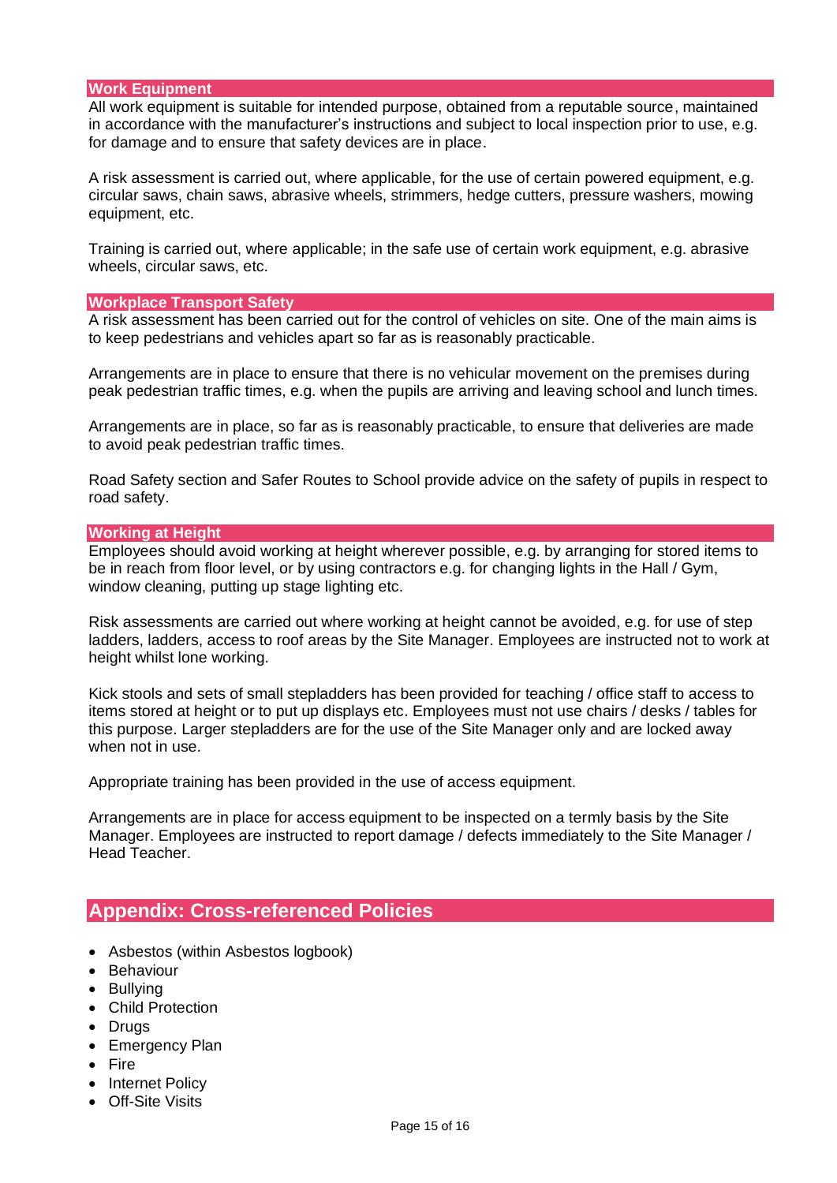### Work Equipment

All work equipment is suitable for intended purpose, obtained from a reputable source, maintained in accordance with the manufacturer's instructions and subject to local inspection prior to use, e.g. for damage and to ensure that safety devices are in place.

A risk assessment is carried out, where applicable, for the use of certain powered equipment, e.g. circular saws, chain saws, abrasive wheels, strimmers, hedge cutters, pressure washers, mowing equipment, etc.

Training is carried out, where applicable; in the safe use of certain work equipment, e.g. abrasive wheels, circular saws, etc.

### Workplace Transport Safety

A risk assessment has been carried out for the control of vehicles on site. One of the main aims is to keep pedestrians and vehicles apart so far as is reasonably practicable.

Arrangements are in place to ensure that there is no vehicular movement on the premises during peak pedestrian traffic times, e.g. when the pupils are arriving and leaving school and lunch times.

Arrangements are in place, so far as is reasonably practicable, to ensure that deliveries are made to avoid peak pedestrian traffic times.

Road Safety section and Safer Routes to School provide advice on the safety of pupils in respect to road safety.

### Working at Height

Employees should avoid working at height wherever possible, e.g. by arranging for stored items to be in reach from floor level, or by using contractors e.g. for changing lights in the Hall / Gym, window cleaning, putting up stage lighting etc.

Risk assessments are carried out where working at height cannot be avoided, e.g. for use of step ladders, ladders, access to roof areas by the Site Manager. Employees are instructed not to work at height whilst lone working.

Kick stools and sets of small stepladders has been provided for teaching / office staff to access to items stored at height or to put up displays etc. Employees must not use chairs / desks / tables for this purpose. Larger stepladders are for the use of the Site Manager only and are locked away when not in use.

Appropriate training has been provided in the use of access equipment.

Arrangements are in place for access equipment to be inspected on a termly basis by the Site Manager. Employees are instructed to report damage / defects immediately to the Site Manager / Head Teacher.

## Appendix: Cross-referenced Policies

- Asbestos (within Asbestos logbook)
- Behaviour
- Bullying
- Child Protection
- Drugs
- Emergency Plan
- Fire
- Internet Policy
- Off-Site Visits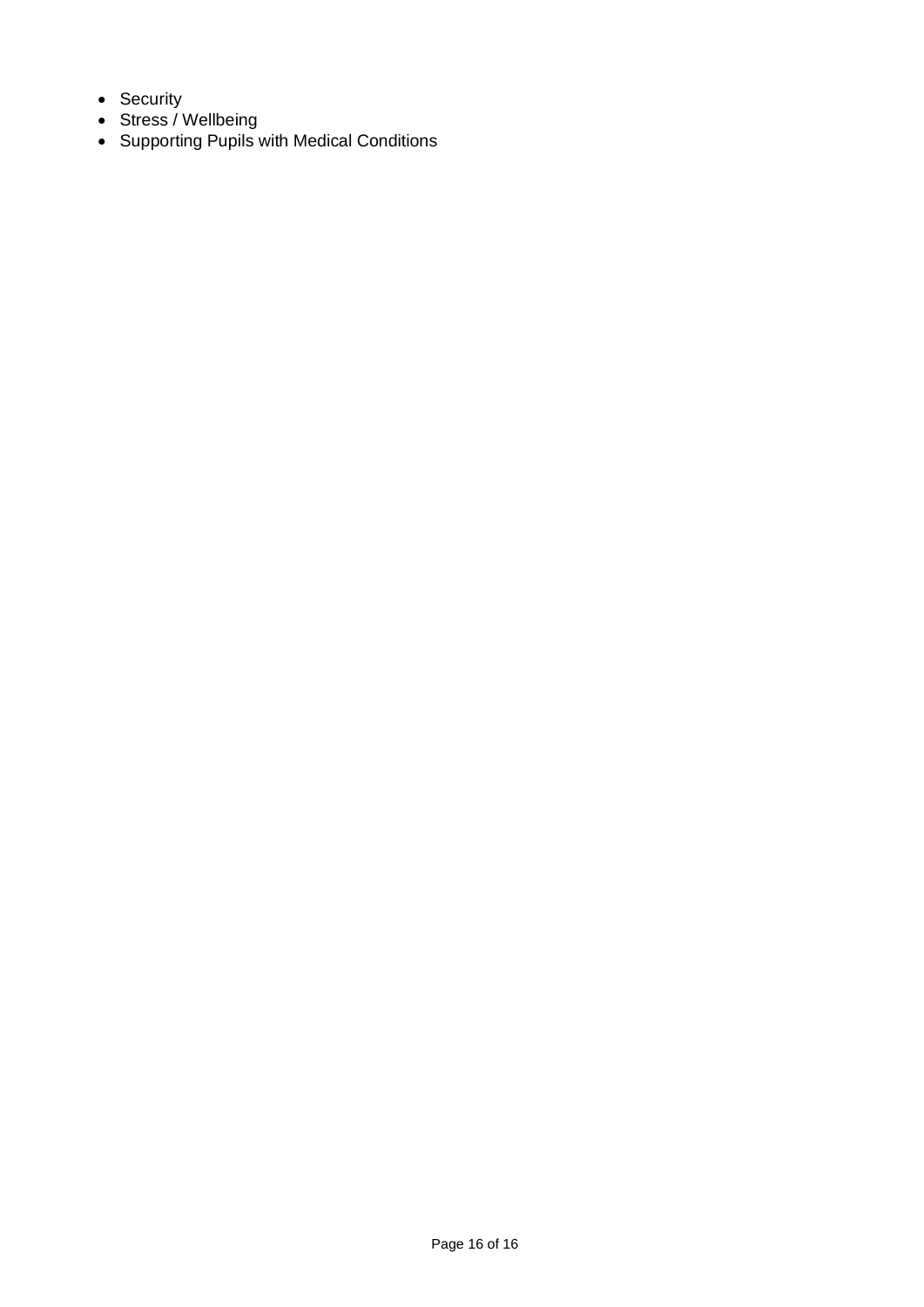- Security
- Stress / Wellbeing
- Supporting Pupils with Medical Conditions